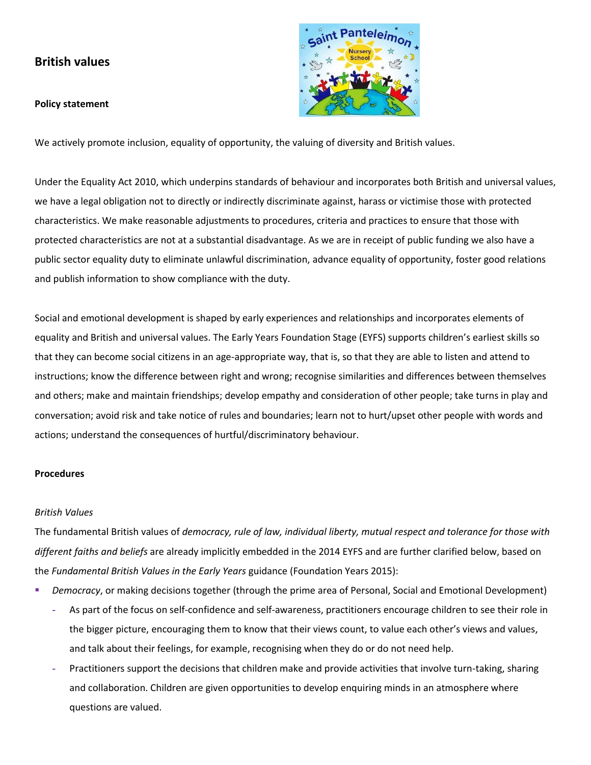## British values

**Policy statement**

We actively promote inclusion, equality of opportunity, the valuing of diversity and British values.

Under the Equality Act 2010, which underpins standards of behaviour and incorporates both British and universal values, we have a legal obligation not to directly or indirectly discriminate against, harass or victimise those with protected characteristics. We make reasonable adjustments to procedures, criteria and practices to ensure that those with protected characteristics are not at a substantial disadvantage. As we are in receipt of public funding we also have a public sector equality duty to eliminate unlawful discrimination, advance equality of opportunity, foster good relations and publish information to show compliance with the duty.

Social and emotional development is shaped by early experiences and relationships and incorporates elements of equality and British and universal values. The Early Years Foundation Stage (EYFS) supports children's earliest skills so that they can become social citizens in an age-appropriate way, that is, so that they are able to listen and attend to instructions; know the difference between right and wrong; recognise similarities and differences between themselves and others; make and maintain friendships; develop empathy and consideration of other people; take turns in play and conversation; avoid risk and take notice of rules and boundaries; learn not to hurt/upset other people with words and actions; understand the consequences of hurtful/discriminatory behaviour.

**Procedures**

*British Values*

The fundamental British values of *democracy, rule of law, individual liberty, mutual respect and tolerance for those with different faiths and beliefs* are already implicitly embedded in the 2014 EYFS and are further clarified below, based on the *Fundamental British Values in the Early Years* guidance (Foundation Years 2015):

- *Democracy*, or making decisions together (through the prime area of Personal, Social and Emotional Development)
  - As part of the focus on self-confidence and self-awareness, practitioners encourage children to see their role in the bigger picture, encouraging them to know that their views count, to value each other's views and values, and talk about their feelings, for example, recognising when they do or do not need help.
  - Practitioners support the decisions that children make and provide activities that involve turn-taking, sharing and collaboration. Children are given opportunities to develop enquiring minds in an atmosphere where questions are valued.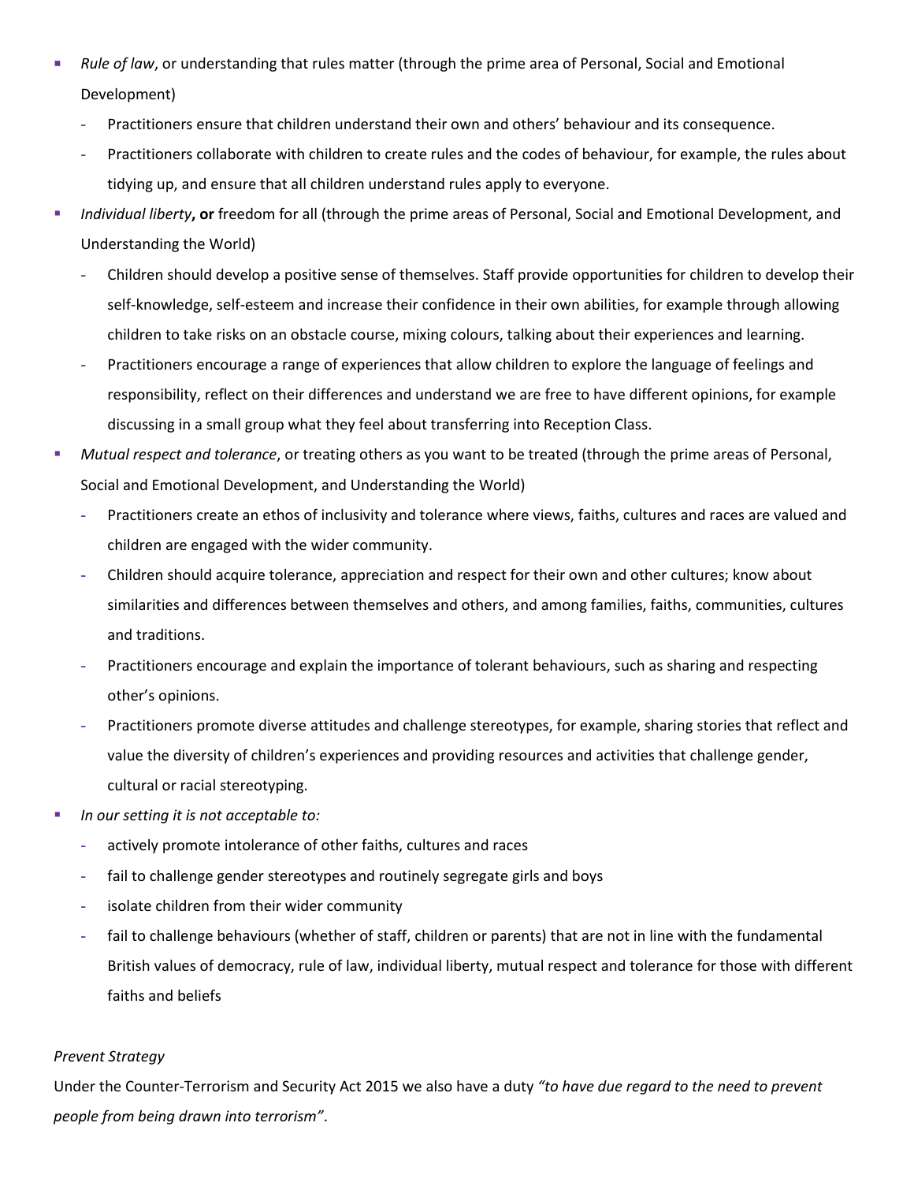- *Rule of law*, or understanding that rules matter (through the prime area of Personal, Social and Emotional Development)
  - Practitioners ensure that children understand their own and others' behaviour and its consequence.
  - Practitioners collaborate with children to create rules and the codes of behaviour, for example, the rules about tidying up, and ensure that all children understand rules apply to everyone.
- *Individual liberty*, **or** freedom for all (through the prime areas of Personal, Social and Emotional Development, and Understanding the World)
  - Children should develop a positive sense of themselves. Staff provide opportunities for children to develop their self-knowledge, self-esteem and increase their confidence in their own abilities, for example through allowing children to take risks on an obstacle course, mixing colours, talking about their experiences and learning.
  - Practitioners encourage a range of experiences that allow children to explore the language of feelings and responsibility, reflect on their differences and understand we are free to have different opinions, for example discussing in a small group what they feel about transferring into Reception Class.
- *Mutual respect and tolerance*, or treating others as you want to be treated (through the prime areas of Personal, Social and Emotional Development, and Understanding the World)
  - Practitioners create an ethos of inclusivity and tolerance where views, faiths, cultures and races are valued and children are engaged with the wider community.
  - Children should acquire tolerance, appreciation and respect for their own and other cultures; know about similarities and differences between themselves and others, and among families, faiths, communities, cultures and traditions.
  - Practitioners encourage and explain the importance of tolerant behaviours, such as sharing and respecting other's opinions.
  - Practitioners promote diverse attitudes and challenge stereotypes, for example, sharing stories that reflect and value the diversity of children's experiences and providing resources and activities that challenge gender, cultural or racial stereotyping.
- *In our setting it is not acceptable to:*
  - actively promote intolerance of other faiths, cultures and races
  - fail to challenge gender stereotypes and routinely segregate girls and boys
  - isolate children from their wider community
  - fail to challenge behaviours (whether of staff, children or parents) that are not in line with the fundamental British values of democracy, rule of law, individual liberty, mutual respect and tolerance for those with different faiths and beliefs

*Prevent Strategy*

Under the Counter-Terrorism and Security Act 2015 we also have a duty *"to have due regard to the need to prevent people from being drawn into terrorism"*.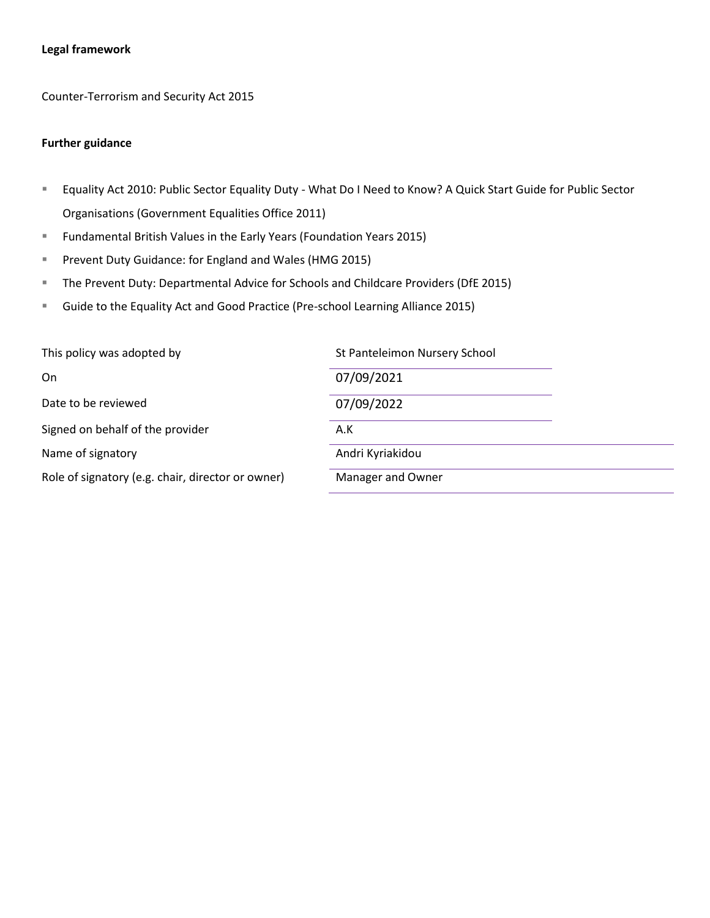**Legal framework**

Counter-Terrorism and Security Act 2015

**Further guidance**

- Equality Act 2010: Public Sector Equality Duty - What Do I Need to Know? A Quick Start Guide for Public Sector Organisations (Government Equalities Office 2011)
- Fundamental British Values in the Early Years (Foundation Years 2015)
- Prevent Duty Guidance: for England and Wales (HMG 2015)
- The Prevent Duty: Departmental Advice for Schools and Childcare Providers (DfE 2015)
- Guide to the Equality Act and Good Practice (Pre-school Learning Alliance 2015)

| | |
|---|---|
| This policy was adopted by | St Panteleimon Nursery School |
| On | 07/09/2021 |
| Date to be reviewed | 07/09/2022 |
| Signed on behalf of the provider | A.K |
| Name of signatory | Andri Kyriakidou |
| Role of signatory (e.g. chair, director or owner) | Manager and Owner |